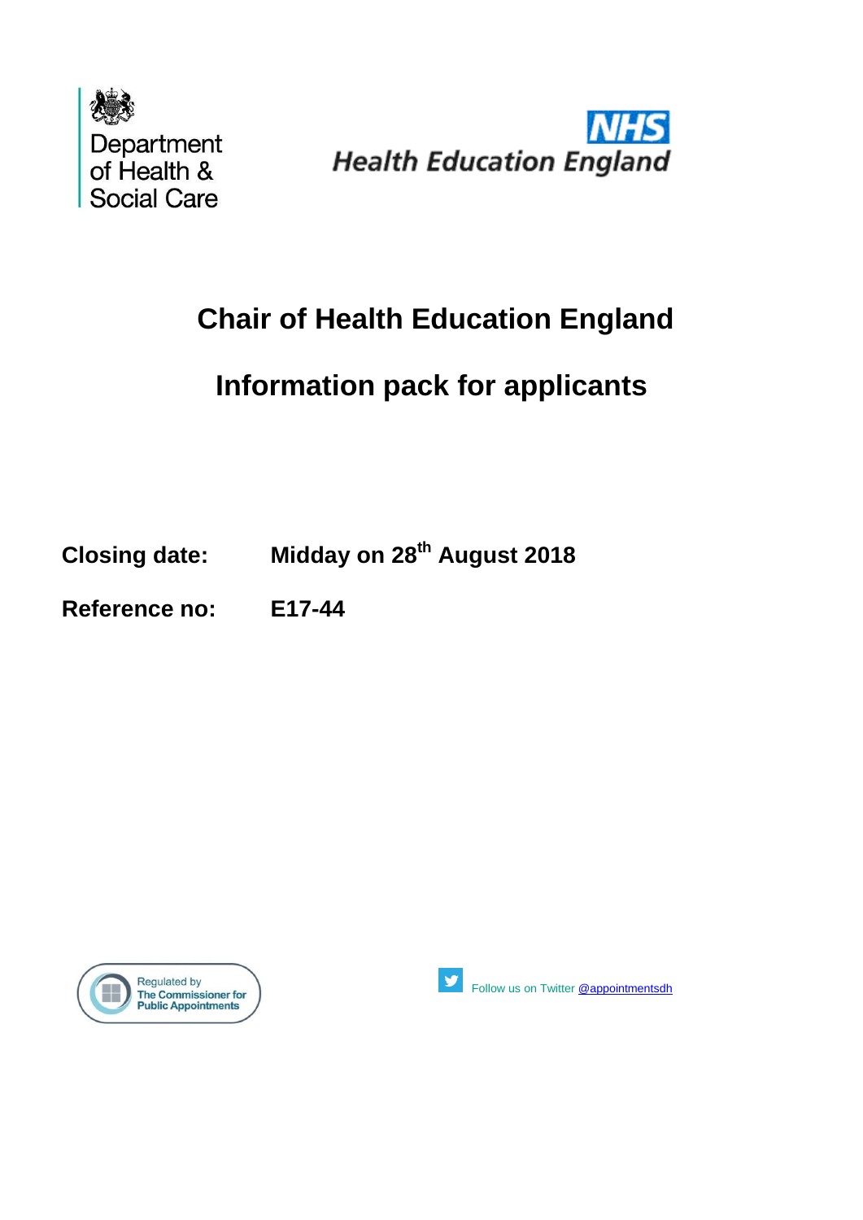Department of Health & Social Care

NHS Health Education England

# Chair of Health Education England

# Information pack for applicants

**Closing date:** **Midday on 28th August 2018**

**Reference no:** **E17-44**

Regulated by The Commissioner for Public Appointments

Follow us on Twitter @appointmentsdh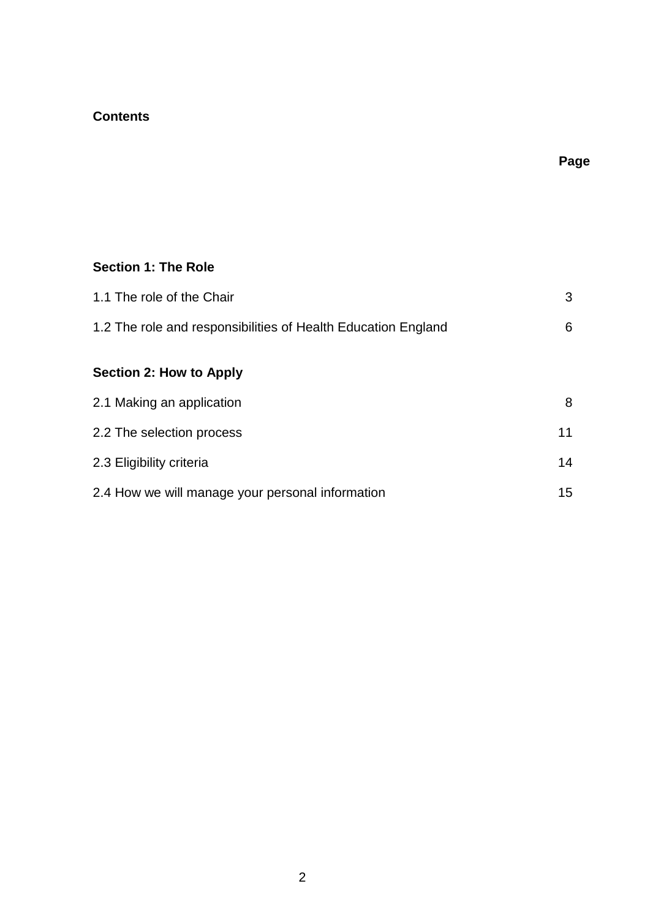**Contents**

| | Page |
|---|---|
| **Section 1: The Role** | |
| 1.1 The role of the Chair | 3 |
| 1.2 The role and responsibilities of Health Education England | 6 |
| **Section 2: How to Apply** | |
| 2.1 Making an application | 8 |
| 2.2 The selection process | 11 |
| 2.3 Eligibility criteria | 14 |
| 2.4 How we will manage your personal information | 15 |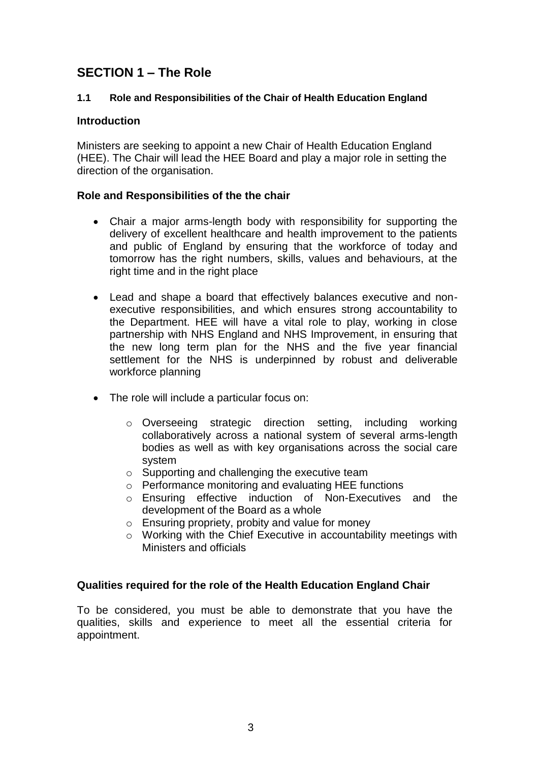# SECTION 1 – The Role

### 1.1 Role and Responsibilities of the Chair of Health Education England

**Introduction**

Ministers are seeking to appoint a new Chair of Health Education England (HEE). The Chair will lead the HEE Board and play a major role in setting the direction of the organisation.

**Role and Responsibilities of the the chair**

- Chair a major arms-length body with responsibility for supporting the delivery of excellent healthcare and health improvement to the patients and public of England by ensuring that the workforce of today and tomorrow has the right numbers, skills, values and behaviours, at the right time and in the right place
- Lead and shape a board that effectively balances executive and non-executive responsibilities, and which ensures strong accountability to the Department. HEE will have a vital role to play, working in close partnership with NHS England and NHS Improvement, in ensuring that the new long term plan for the NHS and the five year financial settlement for the NHS is underpinned by robust and deliverable workforce planning
- The role will include a particular focus on:
  - Overseeing strategic direction setting, including working collaboratively across a national system of several arms-length bodies as well as with key organisations across the social care system
  - Supporting and challenging the executive team
  - Performance monitoring and evaluating HEE functions
  - Ensuring effective induction of Non-Executives and the development of the Board as a whole
  - Ensuring propriety, probity and value for money
  - Working with the Chief Executive in accountability meetings with Ministers and officials

**Qualities required for the role of the Health Education England Chair**

To be considered, you must be able to demonstrate that you have the qualities, skills and experience to meet all the essential criteria for appointment.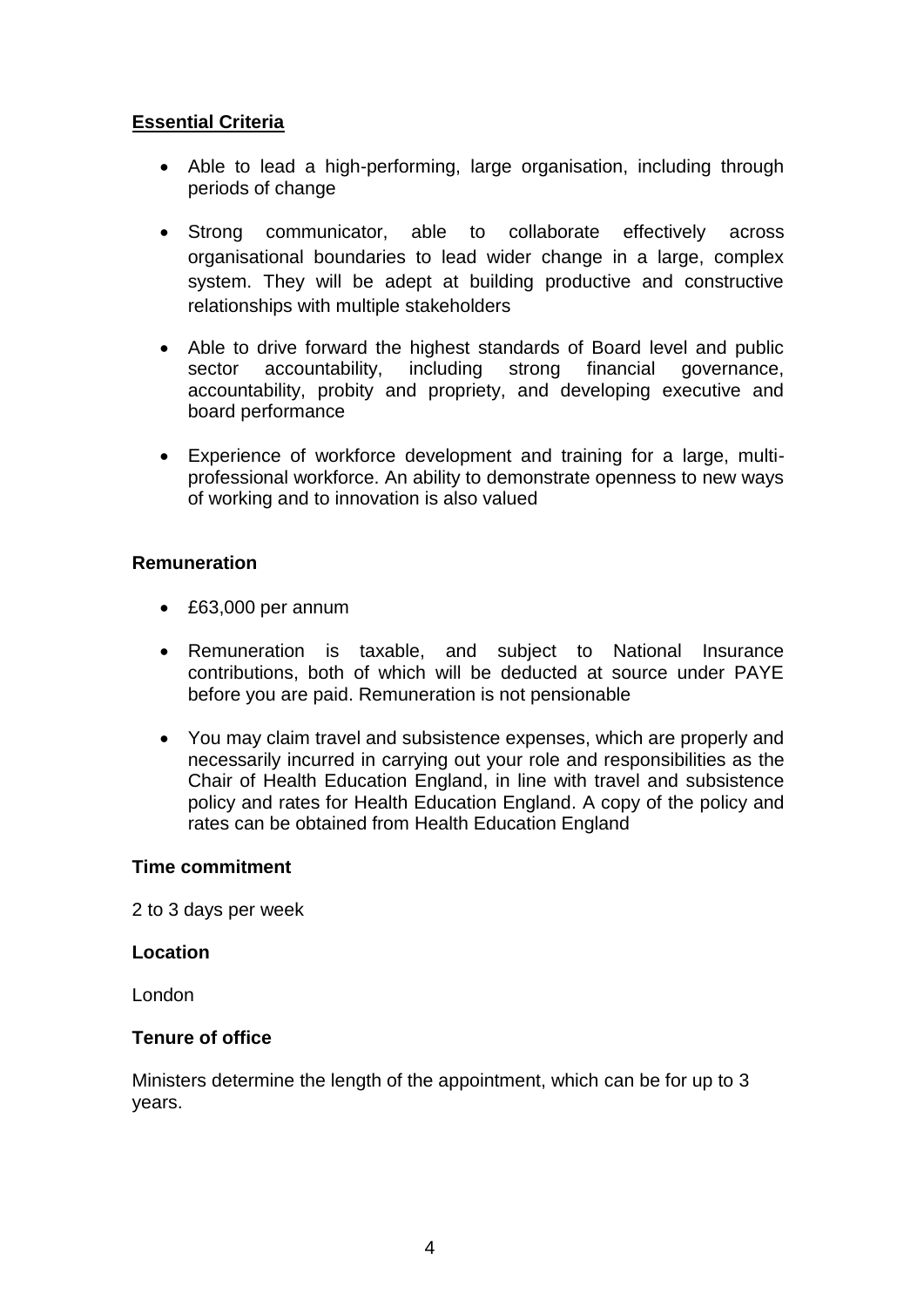**Essential Criteria**

- Able to lead a high-performing, large organisation, including through periods of change
- Strong communicator, able to collaborate effectively across organisational boundaries to lead wider change in a large, complex system. They will be adept at building productive and constructive relationships with multiple stakeholders
- Able to drive forward the highest standards of Board level and public sector accountability, including strong financial governance, accountability, probity and propriety, and developing executive and board performance
- Experience of workforce development and training for a large, multi-professional workforce. An ability to demonstrate openness to new ways of working and to innovation is also valued

**Remuneration**

- £63,000 per annum
- Remuneration is taxable, and subject to National Insurance contributions, both of which will be deducted at source under PAYE before you are paid. Remuneration is not pensionable
- You may claim travel and subsistence expenses, which are properly and necessarily incurred in carrying out your role and responsibilities as the Chair of Health Education England, in line with travel and subsistence policy and rates for Health Education England. A copy of the policy and rates can be obtained from Health Education England

**Time commitment**

2 to 3 days per week

**Location**

London

**Tenure of office**

Ministers determine the length of the appointment, which can be for up to 3 years.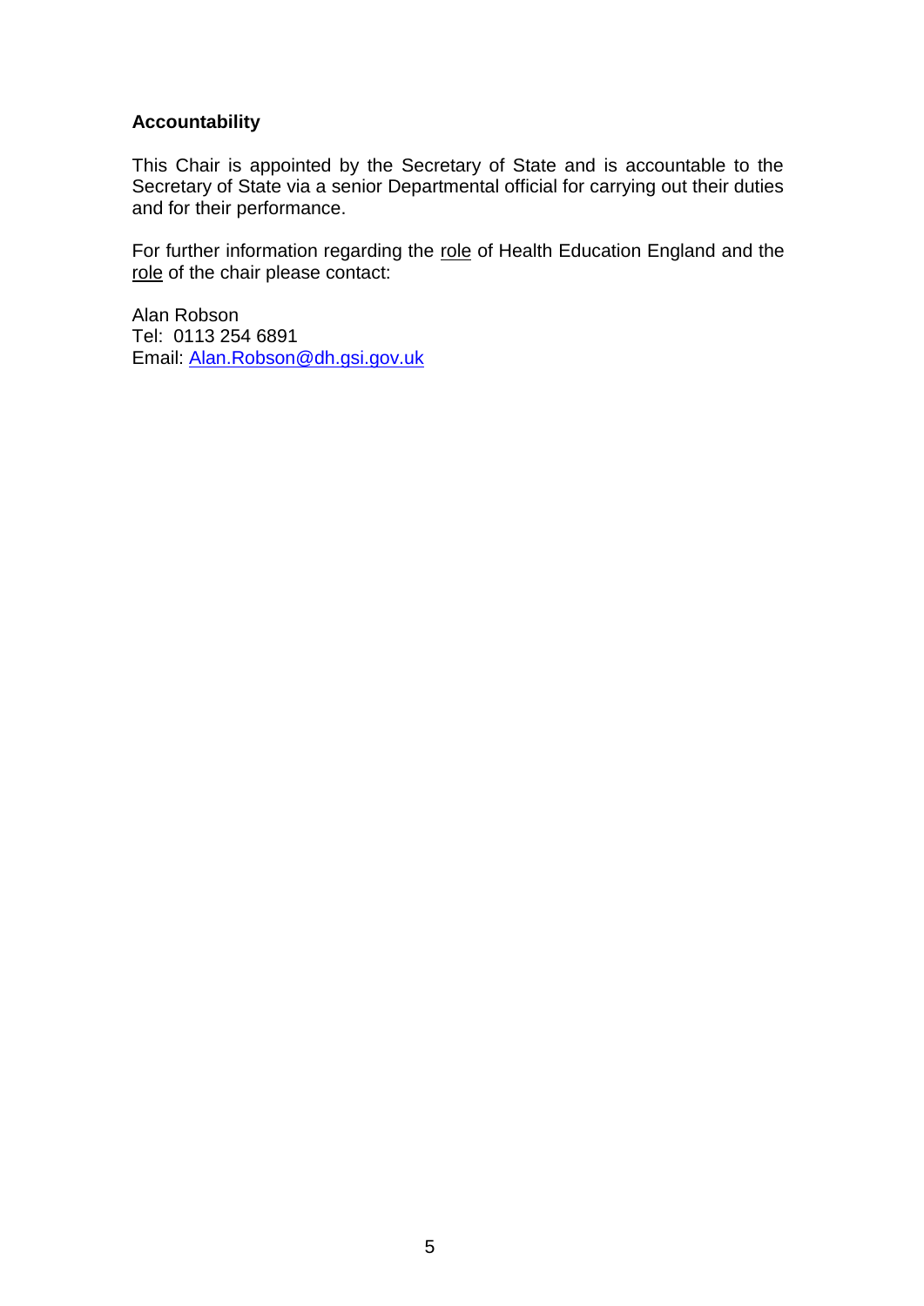**Accountability**

This Chair is appointed by the Secretary of State and is accountable to the Secretary of State via a senior Departmental official for carrying out their duties and for their performance.

For further information regarding the role of Health Education England and the role of the chair please contact:

Alan Robson
Tel: 0113 254 6891
Email: Alan.Robson@dh.gsi.gov.uk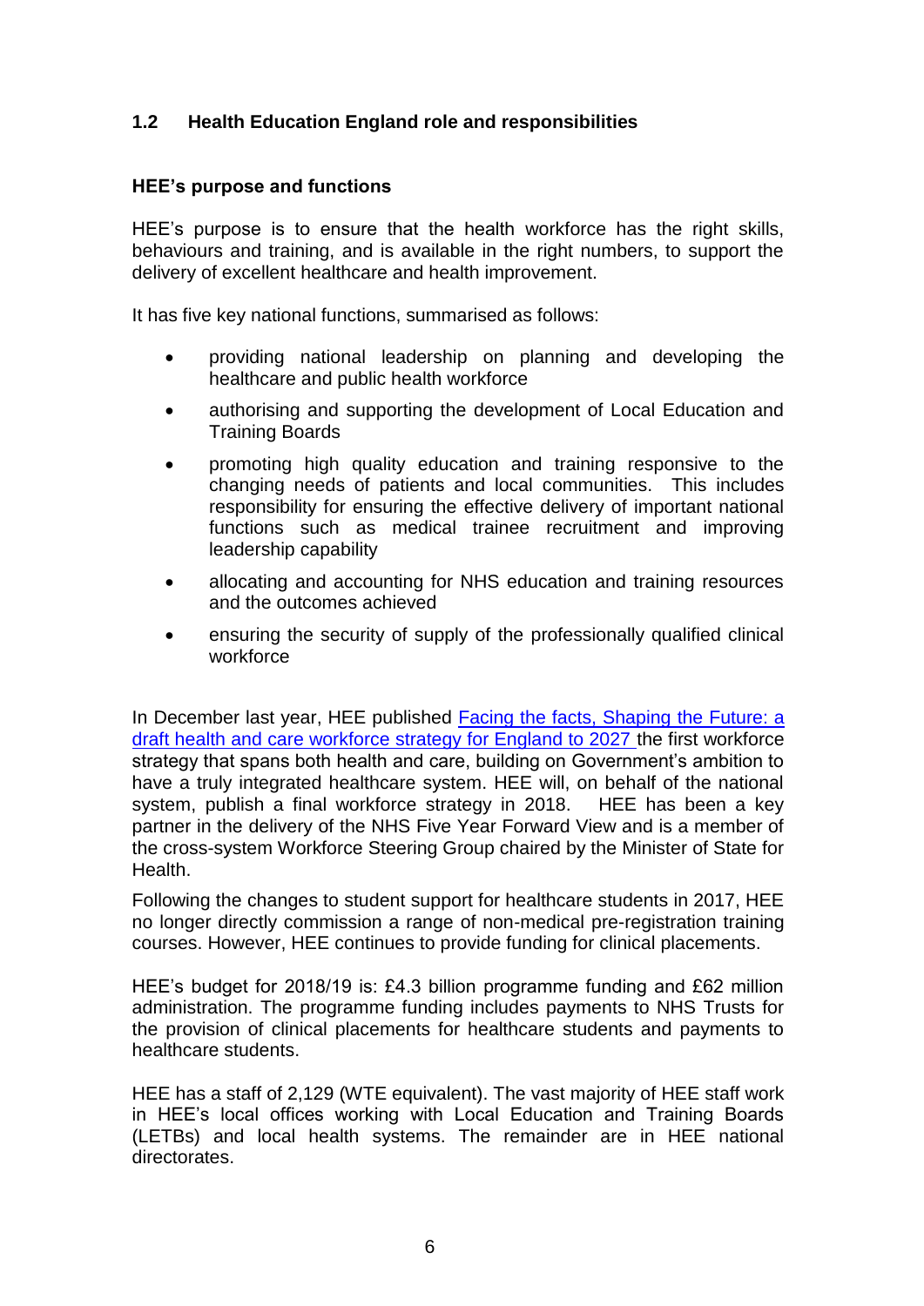## 1.2 Health Education England role and responsibilities

### HEE's purpose and functions

HEE's purpose is to ensure that the health workforce has the right skills, behaviours and training, and is available in the right numbers, to support the delivery of excellent healthcare and health improvement.

It has five key national functions, summarised as follows:

- providing national leadership on planning and developing the healthcare and public health workforce
- authorising and supporting the development of Local Education and Training Boards
- promoting high quality education and training responsive to the changing needs of patients and local communities. This includes responsibility for ensuring the effective delivery of important national functions such as medical trainee recruitment and improving leadership capability
- allocating and accounting for NHS education and training resources and the outcomes achieved
- ensuring the security of supply of the professionally qualified clinical workforce

In December last year, HEE published Facing the facts, Shaping the Future: a draft health and care workforce strategy for England to 2027 the first workforce strategy that spans both health and care, building on Government's ambition to have a truly integrated healthcare system. HEE will, on behalf of the national system, publish a final workforce strategy in 2018. HEE has been a key partner in the delivery of the NHS Five Year Forward View and is a member of the cross-system Workforce Steering Group chaired by the Minister of State for Health.

Following the changes to student support for healthcare students in 2017, HEE no longer directly commission a range of non-medical pre-registration training courses. However, HEE continues to provide funding for clinical placements.

HEE's budget for 2018/19 is: £4.3 billion programme funding and £62 million administration. The programme funding includes payments to NHS Trusts for the provision of clinical placements for healthcare students and payments to healthcare students.

HEE has a staff of 2,129 (WTE equivalent). The vast majority of HEE staff work in HEE's local offices working with Local Education and Training Boards (LETBs) and local health systems. The remainder are in HEE national directorates.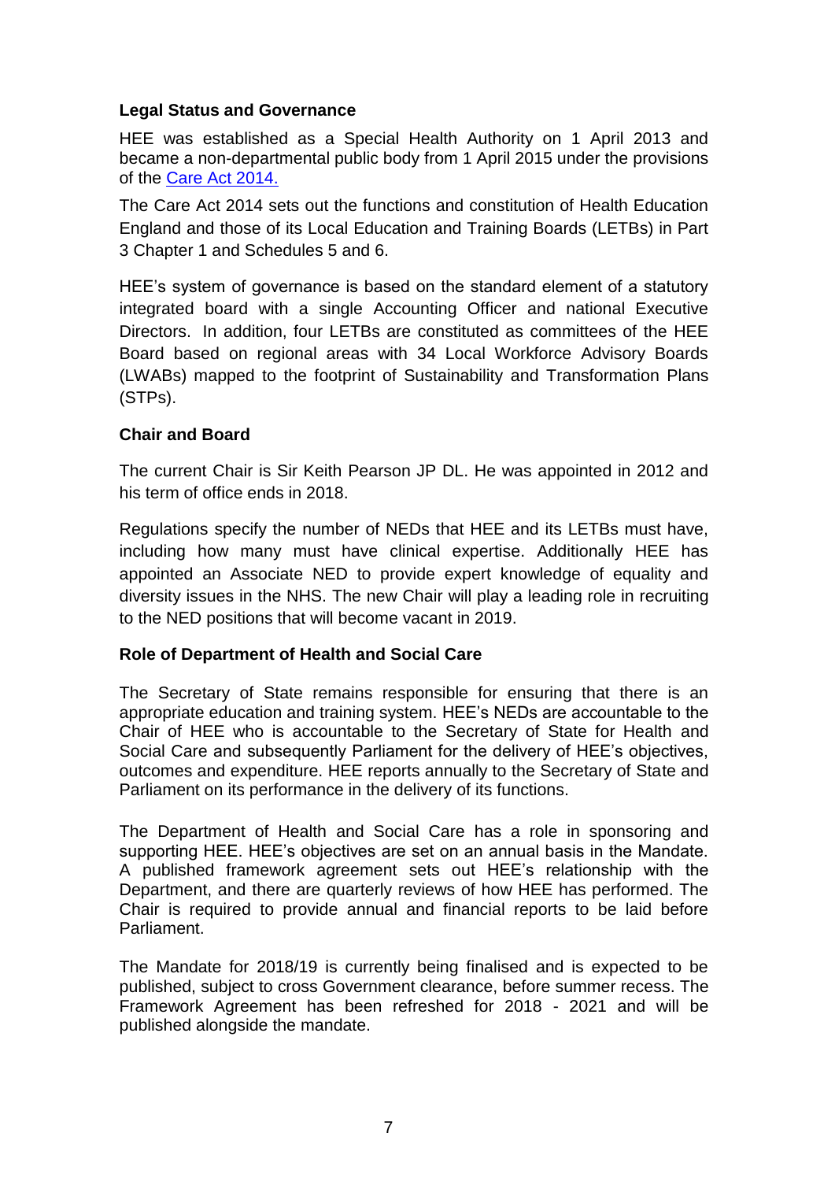**Legal Status and Governance**

HEE was established as a Special Health Authority on 1 April 2013 and became a non-departmental public body from 1 April 2015 under the provisions of the Care Act 2014.

The Care Act 2014 sets out the functions and constitution of Health Education England and those of its Local Education and Training Boards (LETBs) in Part 3 Chapter 1 and Schedules 5 and 6.

HEE's system of governance is based on the standard element of a statutory integrated board with a single Accounting Officer and national Executive Directors. In addition, four LETBs are constituted as committees of the HEE Board based on regional areas with 34 Local Workforce Advisory Boards (LWABs) mapped to the footprint of Sustainability and Transformation Plans (STPs).

**Chair and Board**

The current Chair is Sir Keith Pearson JP DL. He was appointed in 2012 and his term of office ends in 2018.

Regulations specify the number of NEDs that HEE and its LETBs must have, including how many must have clinical expertise. Additionally HEE has appointed an Associate NED to provide expert knowledge of equality and diversity issues in the NHS. The new Chair will play a leading role in recruiting to the NED positions that will become vacant in 2019.

**Role of Department of Health and Social Care**

The Secretary of State remains responsible for ensuring that there is an appropriate education and training system. HEE's NEDs are accountable to the Chair of HEE who is accountable to the Secretary of State for Health and Social Care and subsequently Parliament for the delivery of HEE's objectives, outcomes and expenditure. HEE reports annually to the Secretary of State and Parliament on its performance in the delivery of its functions.

The Department of Health and Social Care has a role in sponsoring and supporting HEE. HEE's objectives are set on an annual basis in the Mandate. A published framework agreement sets out HEE's relationship with the Department, and there are quarterly reviews of how HEE has performed. The Chair is required to provide annual and financial reports to be laid before Parliament.

The Mandate for 2018/19 is currently being finalised and is expected to be published, subject to cross Government clearance, before summer recess. The Framework Agreement has been refreshed for 2018 - 2021 and will be published alongside the mandate.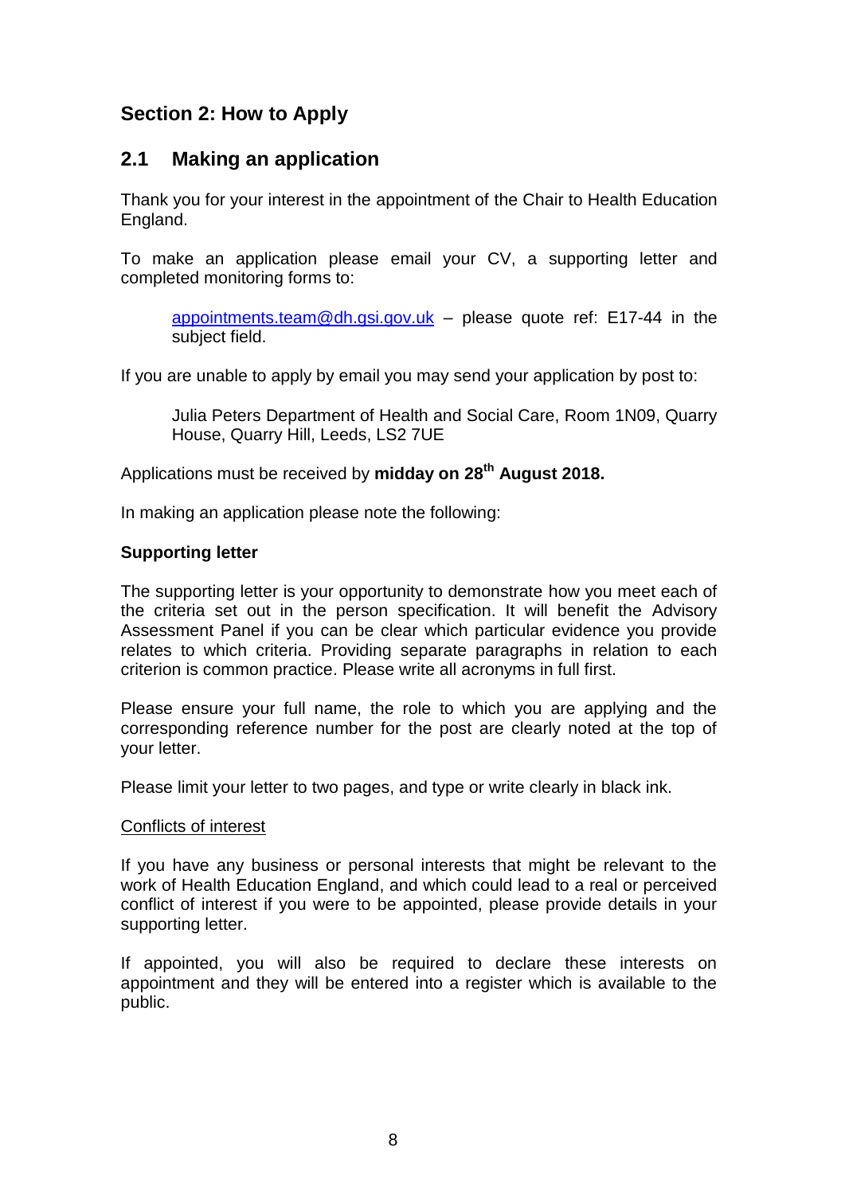## Section 2: How to Apply

### 2.1 Making an application

Thank you for your interest in the appointment of the Chair to Health Education England.

To make an application please email your CV, a supporting letter and completed monitoring forms to:

> appointments.team@dh.gsi.gov.uk – please quote ref: E17-44 in the subject field.

If you are unable to apply by email you may send your application by post to:

> Julia Peters Department of Health and Social Care, Room 1N09, Quarry House, Quarry Hill, Leeds, LS2 7UE

Applications must be received by **midday on 28th August 2018.**

In making an application please note the following:

**Supporting letter**

The supporting letter is your opportunity to demonstrate how you meet each of the criteria set out in the person specification. It will benefit the Advisory Assessment Panel if you can be clear which particular evidence you provide relates to which criteria. Providing separate paragraphs in relation to each criterion is common practice. Please write all acronyms in full first.

Please ensure your full name, the role to which you are applying and the corresponding reference number for the post are clearly noted at the top of your letter.

Please limit your letter to two pages, and type or write clearly in black ink.

Conflicts of interest

If you have any business or personal interests that might be relevant to the work of Health Education England, and which could lead to a real or perceived conflict of interest if you were to be appointed, please provide details in your supporting letter.

If appointed, you will also be required to declare these interests on appointment and they will be entered into a register which is available to the public.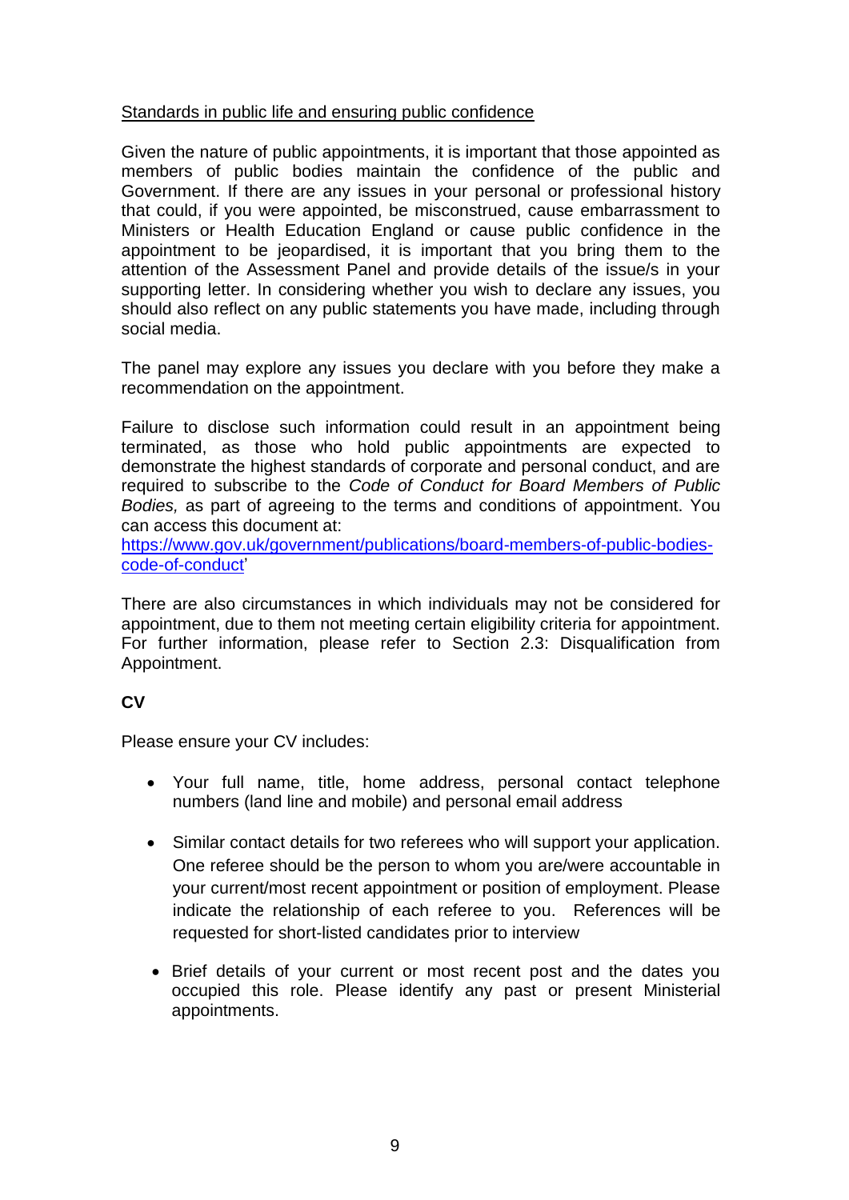Standards in public life and ensuring public confidence

Given the nature of public appointments, it is important that those appointed as members of public bodies maintain the confidence of the public and Government. If there are any issues in your personal or professional history that could, if you were appointed, be misconstrued, cause embarrassment to Ministers or Health Education England or cause public confidence in the appointment to be jeopardised, it is important that you bring them to the attention of the Assessment Panel and provide details of the issue/s in your supporting letter. In considering whether you wish to declare any issues, you should also reflect on any public statements you have made, including through social media.

The panel may explore any issues you declare with you before they make a recommendation on the appointment.

Failure to disclose such information could result in an appointment being terminated, as those who hold public appointments are expected to demonstrate the highest standards of corporate and personal conduct, and are required to subscribe to the *Code of Conduct for Board Members of Public Bodies,* as part of agreeing to the terms and conditions of appointment. You can access this document at: [https://www.gov.uk/government/publications/board-members-of-public-bodies-code-of-conduct](https://www.gov.uk/government/publications/board-members-of-public-bodies-code-of-conduct)'

There are also circumstances in which individuals may not be considered for appointment, due to them not meeting certain eligibility criteria for appointment. For further information, please refer to Section 2.3: Disqualification from Appointment.

**CV**

Please ensure your CV includes:

- Your full name, title, home address, personal contact telephone numbers (land line and mobile) and personal email address
- Similar contact details for two referees who will support your application. One referee should be the person to whom you are/were accountable in your current/most recent appointment or position of employment. Please indicate the relationship of each referee to you. References will be requested for short-listed candidates prior to interview
- Brief details of your current or most recent post and the dates you occupied this role. Please identify any past or present Ministerial appointments.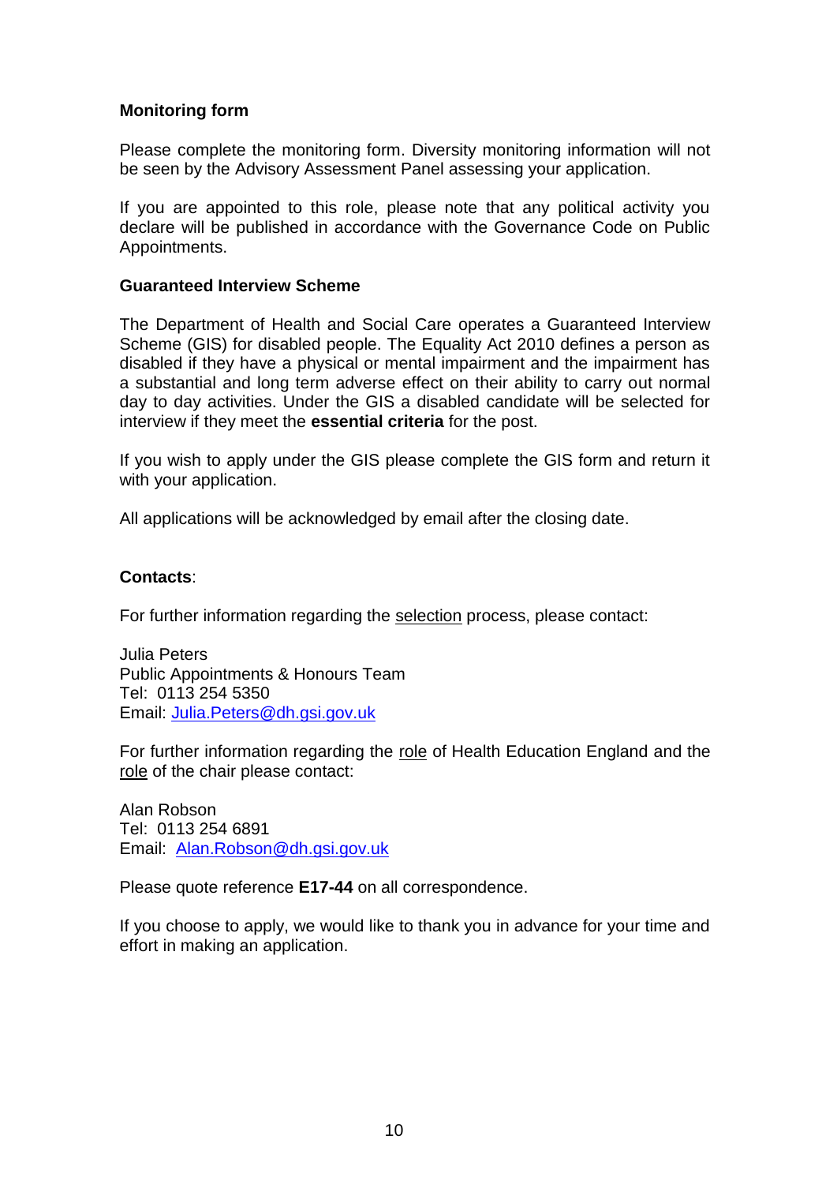**Monitoring form**

Please complete the monitoring form. Diversity monitoring information will not be seen by the Advisory Assessment Panel assessing your application.

If you are appointed to this role, please note that any political activity you declare will be published in accordance with the Governance Code on Public Appointments.

**Guaranteed Interview Scheme**

The Department of Health and Social Care operates a Guaranteed Interview Scheme (GIS) for disabled people. The Equality Act 2010 defines a person as disabled if they have a physical or mental impairment and the impairment has a substantial and long term adverse effect on their ability to carry out normal day to day activities. Under the GIS a disabled candidate will be selected for interview if they meet the **essential criteria** for the post.

If you wish to apply under the GIS please complete the GIS form and return it with your application.

All applications will be acknowledged by email after the closing date.

**Contacts**:

For further information regarding the selection process, please contact:

Julia Peters
Public Appointments & Honours Team
Tel: 0113 254 5350
Email: Julia.Peters@dh.gsi.gov.uk

For further information regarding the role of Health Education England and the role of the chair please contact:

Alan Robson
Tel: 0113 254 6891
Email: Alan.Robson@dh.gsi.gov.uk

Please quote reference **E17-44** on all correspondence.

If you choose to apply, we would like to thank you in advance for your time and effort in making an application.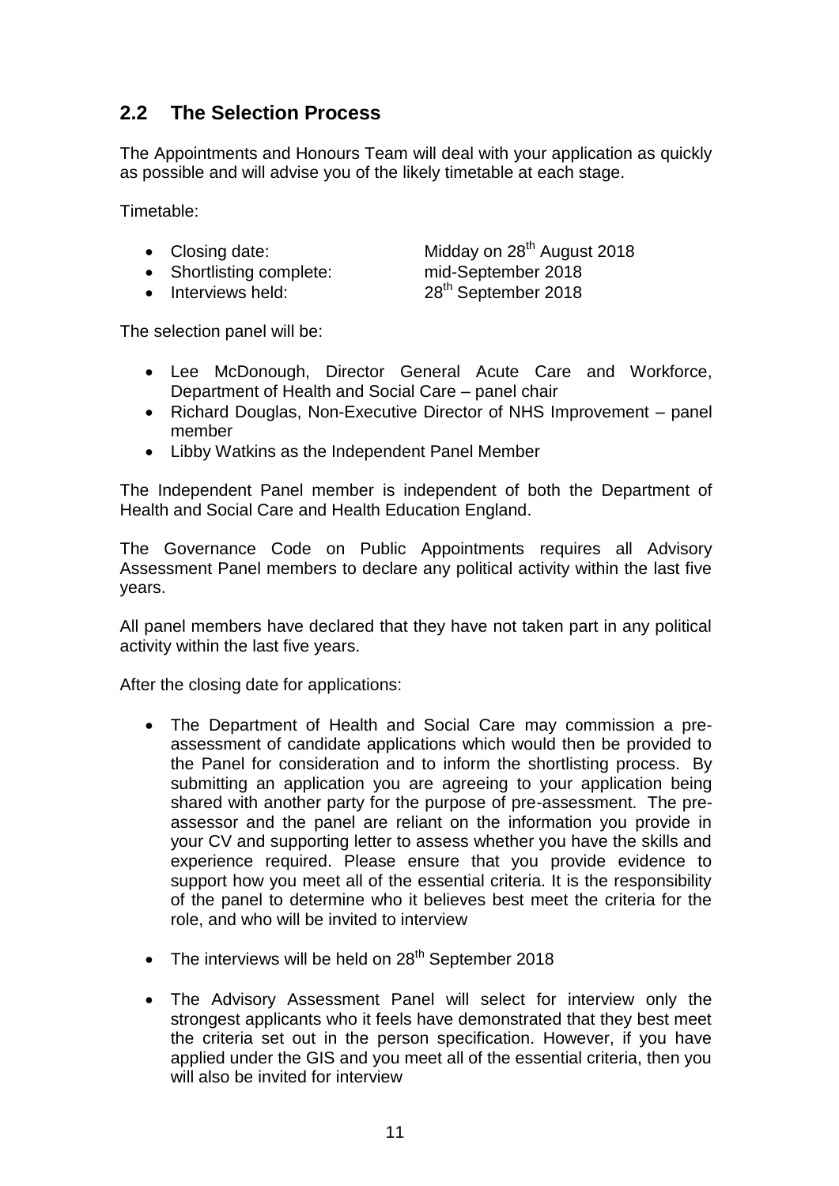## 2.2 The Selection Process

The Appointments and Honours Team will deal with your application as quickly as possible and will advise you of the likely timetable at each stage.

Timetable:

- Closing date: Midday on 28th August 2018
- Shortlisting complete: mid-September 2018
- Interviews held: 28th September 2018

The selection panel will be:

- Lee McDonough, Director General Acute Care and Workforce, Department of Health and Social Care – panel chair
- Richard Douglas, Non-Executive Director of NHS Improvement – panel member
- Libby Watkins as the Independent Panel Member

The Independent Panel member is independent of both the Department of Health and Social Care and Health Education England.

The Governance Code on Public Appointments requires all Advisory Assessment Panel members to declare any political activity within the last five years.

All panel members have declared that they have not taken part in any political activity within the last five years.

After the closing date for applications:

- The Department of Health and Social Care may commission a pre-assessment of candidate applications which would then be provided to the Panel for consideration and to inform the shortlisting process. By submitting an application you are agreeing to your application being shared with another party for the purpose of pre-assessment. The pre-assessor and the panel are reliant on the information you provide in your CV and supporting letter to assess whether you have the skills and experience required. Please ensure that you provide evidence to support how you meet all of the essential criteria. It is the responsibility of the panel to determine who it believes best meet the criteria for the role, and who will be invited to interview

- The interviews will be held on 28th September 2018

- The Advisory Assessment Panel will select for interview only the strongest applicants who it feels have demonstrated that they best meet the criteria set out in the person specification. However, if you have applied under the GIS and you meet all of the essential criteria, then you will also be invited for interview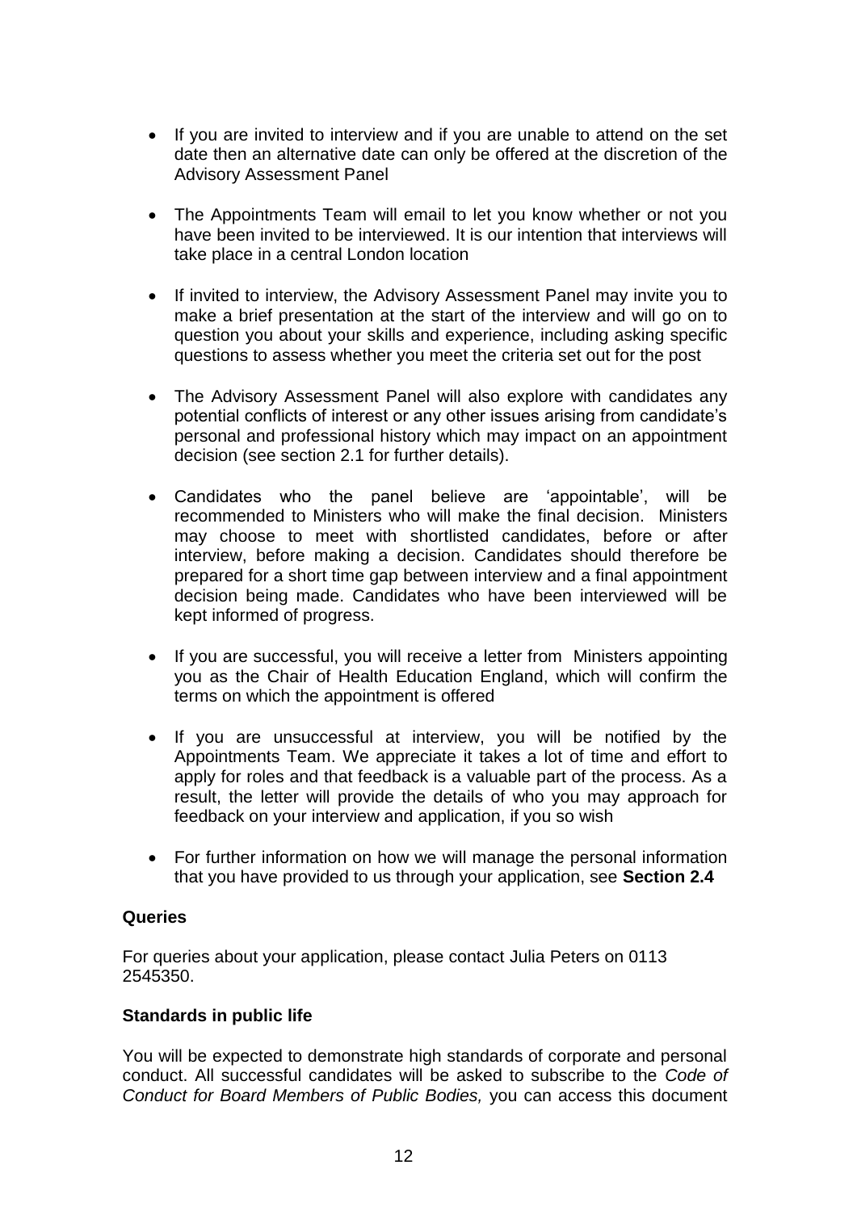- If you are invited to interview and if you are unable to attend on the set date then an alternative date can only be offered at the discretion of the Advisory Assessment Panel

- The Appointments Team will email to let you know whether or not you have been invited to be interviewed. It is our intention that interviews will take place in a central London location

- If invited to interview, the Advisory Assessment Panel may invite you to make a brief presentation at the start of the interview and will go on to question you about your skills and experience, including asking specific questions to assess whether you meet the criteria set out for the post

- The Advisory Assessment Panel will also explore with candidates any potential conflicts of interest or any other issues arising from candidate's personal and professional history which may impact on an appointment decision (see section 2.1 for further details).

- Candidates who the panel believe are 'appointable', will be recommended to Ministers who will make the final decision. Ministers may choose to meet with shortlisted candidates, before or after interview, before making a decision. Candidates should therefore be prepared for a short time gap between interview and a final appointment decision being made. Candidates who have been interviewed will be kept informed of progress.

- If you are successful, you will receive a letter from Ministers appointing you as the Chair of Health Education England, which will confirm the terms on which the appointment is offered

- If you are unsuccessful at interview, you will be notified by the Appointments Team. We appreciate it takes a lot of time and effort to apply for roles and that feedback is a valuable part of the process. As a result, the letter will provide the details of who you may approach for feedback on your interview and application, if you so wish

- For further information on how we will manage the personal information that you have provided to us through your application, see **Section 2.4**

**Queries**

For queries about your application, please contact Julia Peters on 0113 2545350.

**Standards in public life**

You will be expected to demonstrate high standards of corporate and personal conduct. All successful candidates will be asked to subscribe to the *Code of Conduct for Board Members of Public Bodies,* you can access this document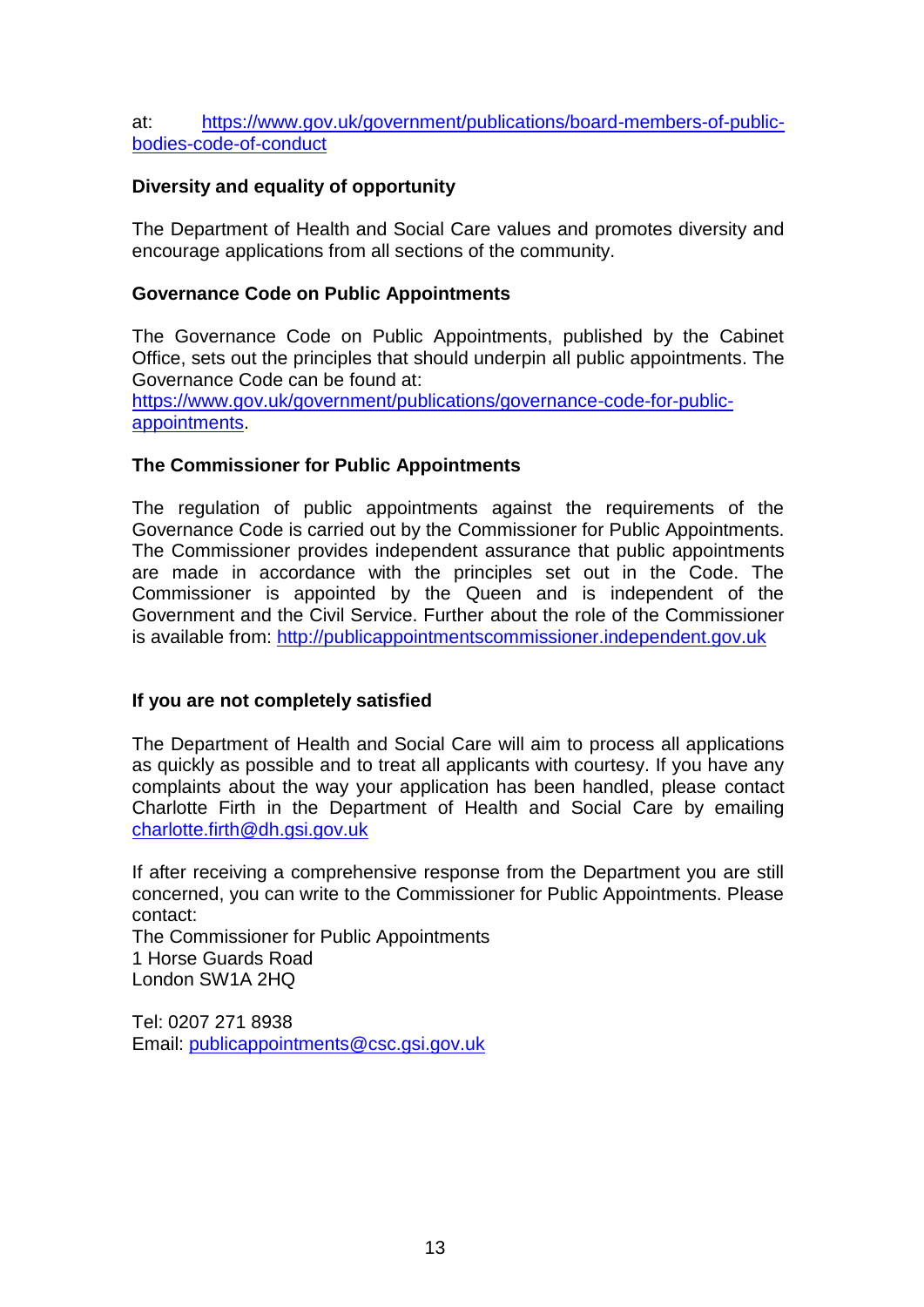at: https://www.gov.uk/government/publications/board-members-of-public-bodies-code-of-conduct

**Diversity and equality of opportunity**

The Department of Health and Social Care values and promotes diversity and encourage applications from all sections of the community.

**Governance Code on Public Appointments**

The Governance Code on Public Appointments, published by the Cabinet Office, sets out the principles that should underpin all public appointments. The Governance Code can be found at:
https://www.gov.uk/government/publications/governance-code-for-public-appointments.

**The Commissioner for Public Appointments**

The regulation of public appointments against the requirements of the Governance Code is carried out by the Commissioner for Public Appointments. The Commissioner provides independent assurance that public appointments are made in accordance with the principles set out in the Code. The Commissioner is appointed by the Queen and is independent of the Government and the Civil Service. Further about the role of the Commissioner is available from: http://publicappointmentscommissioner.independent.gov.uk

**If you are not completely satisfied**

The Department of Health and Social Care will aim to process all applications as quickly as possible and to treat all applicants with courtesy. If you have any complaints about the way your application has been handled, please contact Charlotte Firth in the Department of Health and Social Care by emailing charlotte.firth@dh.gsi.gov.uk

If after receiving a comprehensive response from the Department you are still concerned, you can write to the Commissioner for Public Appointments. Please contact:
The Commissioner for Public Appointments
1 Horse Guards Road
London SW1A 2HQ

Tel: 0207 271 8938
Email: publicappointments@csc.gsi.gov.uk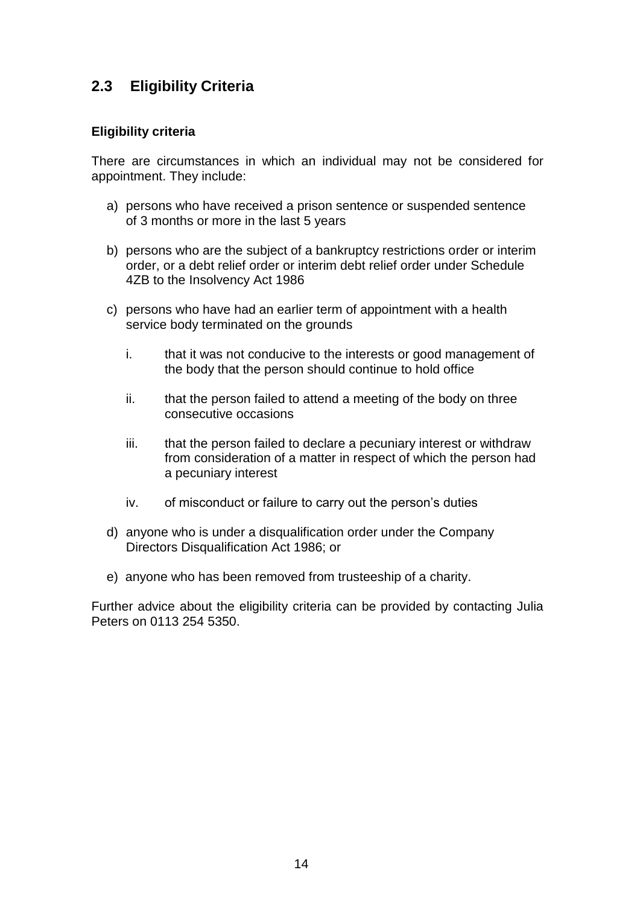## 2.3 Eligibility Criteria

### Eligibility criteria

There are circumstances in which an individual may not be considered for appointment. They include:

a) persons who have received a prison sentence or suspended sentence of 3 months or more in the last 5 years

b) persons who are the subject of a bankruptcy restrictions order or interim order, or a debt relief order or interim debt relief order under Schedule 4ZB to the Insolvency Act 1986

c) persons who have had an earlier term of appointment with a health service body terminated on the grounds

   i. that it was not conducive to the interests or good management of the body that the person should continue to hold office

   ii. that the person failed to attend a meeting of the body on three consecutive occasions

   iii. that the person failed to declare a pecuniary interest or withdraw from consideration of a matter in respect of which the person had a pecuniary interest

   iv. of misconduct or failure to carry out the person's duties

d) anyone who is under a disqualification order under the Company Directors Disqualification Act 1986; or

e) anyone who has been removed from trusteeship of a charity.

Further advice about the eligibility criteria can be provided by contacting Julia Peters on 0113 254 5350.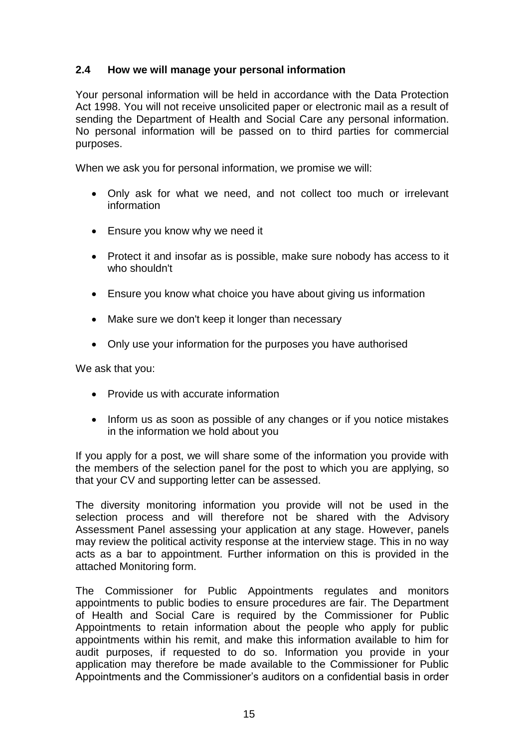## 2.4 How we will manage your personal information

Your personal information will be held in accordance with the Data Protection Act 1998. You will not receive unsolicited paper or electronic mail as a result of sending the Department of Health and Social Care any personal information. No personal information will be passed on to third parties for commercial purposes.

When we ask you for personal information, we promise we will:

- Only ask for what we need, and not collect too much or irrelevant information
- Ensure you know why we need it
- Protect it and insofar as is possible, make sure nobody has access to it who shouldn't
- Ensure you know what choice you have about giving us information
- Make sure we don't keep it longer than necessary
- Only use your information for the purposes you have authorised

We ask that you:

- Provide us with accurate information
- Inform us as soon as possible of any changes or if you notice mistakes in the information we hold about you

If you apply for a post, we will share some of the information you provide with the members of the selection panel for the post to which you are applying, so that your CV and supporting letter can be assessed.

The diversity monitoring information you provide will not be used in the selection process and will therefore not be shared with the Advisory Assessment Panel assessing your application at any stage. However, panels may review the political activity response at the interview stage. This in no way acts as a bar to appointment. Further information on this is provided in the attached Monitoring form.

The Commissioner for Public Appointments regulates and monitors appointments to public bodies to ensure procedures are fair. The Department of Health and Social Care is required by the Commissioner for Public Appointments to retain information about the people who apply for public appointments within his remit, and make this information available to him for audit purposes, if requested to do so. Information you provide in your application may therefore be made available to the Commissioner for Public Appointments and the Commissioner's auditors on a confidential basis in order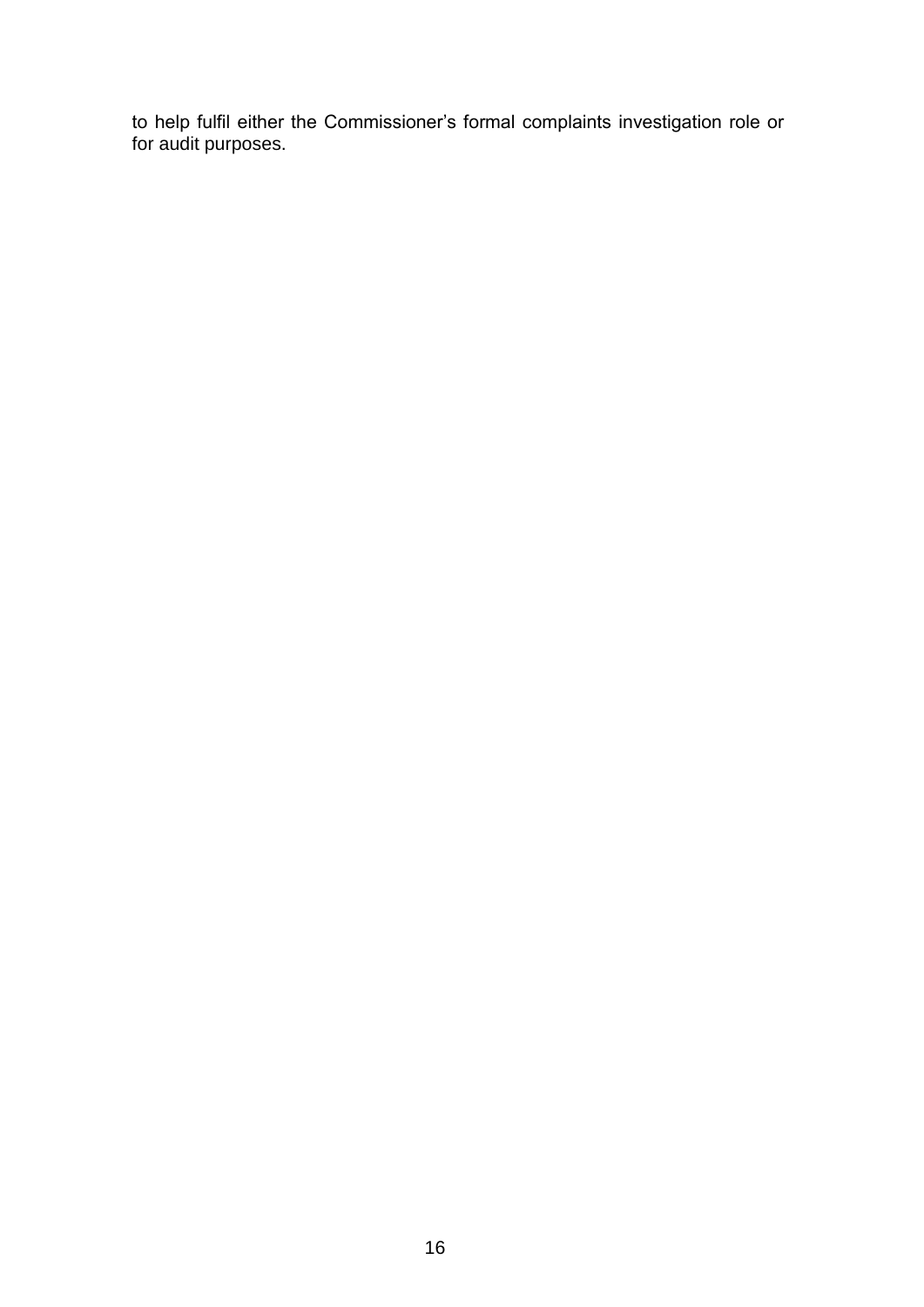to help fulfil either the Commissioner's formal complaints investigation role or for audit purposes.